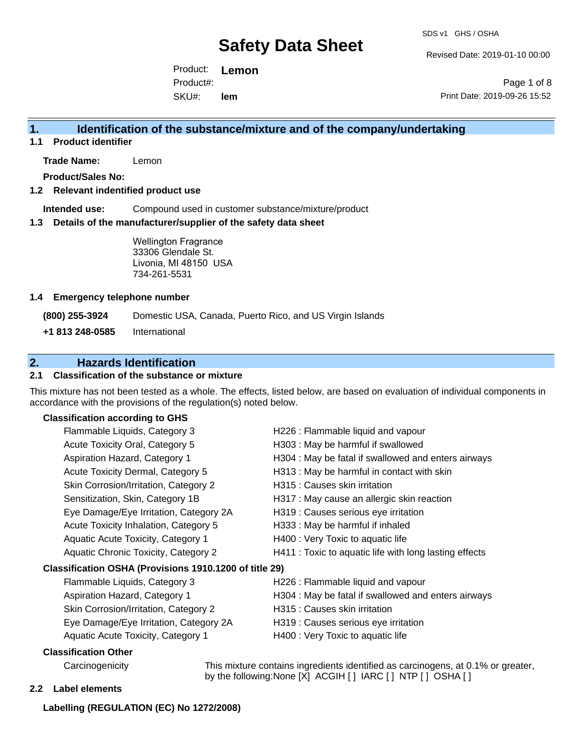# Safety Data Sheet

SDS v1 GHS / OSHA

Revised Date: 2019-01-10 00:00

Print Date: 2019-09-26 15:52

Product: **Lemon**

Product#:

SKU#: **lem**

## 1. Identification of the substance/mixture and of the company/undertaking

### 1.1 Product identifier

**Trade Name:** Lemon

**Product/Sales No:**

### 1.2 Relevant identified product use

**Intended use:** Compound used in customer substance/mixture/product

### 1.3 Details of the manufacturer/supplier of the safety data sheet

Wellington Fragrance
33306 Glendale St.
Livonia, MI 48150 USA
734-261-5531

### 1.4 Emergency telephone number

**(800) 255-3924** Domestic USA, Canada, Puerto Rico, and US Virgin Islands

**+1 813 248-0585** International

## 2. Hazards Identification

### 2.1 Classification of the substance or mixture

This mixture has not been tested as a whole. The effects, listed below, are based on evaluation of individual components in accordance with the provisions of the regulation(s) noted below.

**Classification according to GHS**

| | |
|---|---|
| Flammable Liquids, Category 3 | H226 : Flammable liquid and vapour |
| Acute Toxicity Oral, Category 5 | H303 : May be harmful if swallowed |
| Aspiration Hazard, Category 1 | H304 : May be fatal if swallowed and enters airways |
| Acute Toxicity Dermal, Category 5 | H313 : May be harmful in contact with skin |
| Skin Corrosion/Irritation, Category 2 | H315 : Causes skin irritation |
| Sensitization, Skin, Category 1B | H317 : May cause an allergic skin reaction |
| Eye Damage/Eye Irritation, Category 2A | H319 : Causes serious eye irritation |
| Acute Toxicity Inhalation, Category 5 | H333 : May be harmful if inhaled |
| Aquatic Acute Toxicity, Category 1 | H400 : Very Toxic to aquatic life |
| Aquatic Chronic Toxicity, Category 2 | H411 : Toxic to aquatic life with long lasting effects |

**Classification OSHA (Provisions 1910.1200 of title 29)**

| | |
|---|---|
| Flammable Liquids, Category 3 | H226 : Flammable liquid and vapour |
| Aspiration Hazard, Category 1 | H304 : May be fatal if swallowed and enters airways |
| Skin Corrosion/Irritation, Category 2 | H315 : Causes skin irritation |
| Eye Damage/Eye Irritation, Category 2A | H319 : Causes serious eye irritation |
| Aquatic Acute Toxicity, Category 1 | H400 : Very Toxic to aquatic life |

**Classification Other**

Carcinogenicity — This mixture contains ingredients identified as carcinogens, at 0.1% or greater, by the following:None [X] ACGIH [ ] IARC [ ] NTP [ ] OSHA [ ]

### 2.2 Label elements

**Labelling (REGULATION (EC) No 1272/2008)**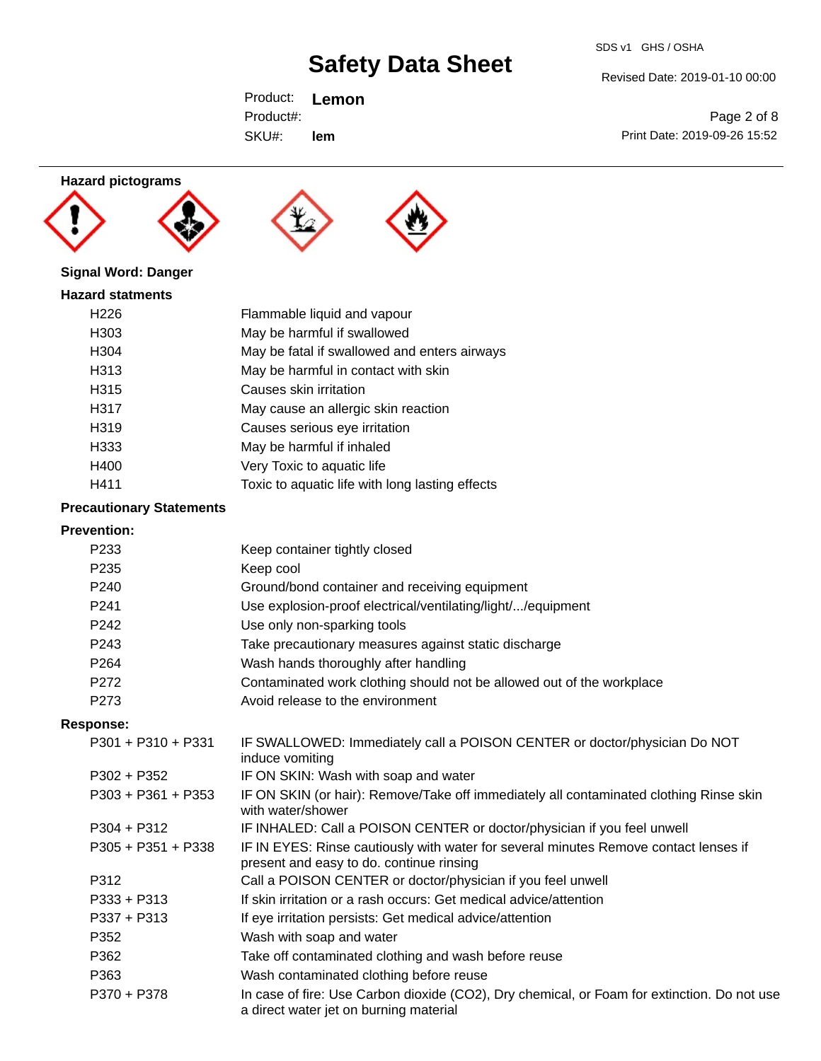**Hazard pictograms**

**Signal Word: Danger**

**Hazard statments**

| | |
|---|---|
| H226 | Flammable liquid and vapour |
| H303 | May be harmful if swallowed |
| H304 | May be fatal if swallowed and enters airways |
| H313 | May be harmful in contact with skin |
| H315 | Causes skin irritation |
| H317 | May cause an allergic skin reaction |
| H319 | Causes serious eye irritation |
| H333 | May be harmful if inhaled |
| H400 | Very Toxic to aquatic life |
| H411 | Toxic to aquatic life with long lasting effects |

**Precautionary Statements**

**Prevention:**

| | |
|---|---|
| P233 | Keep container tightly closed |
| P235 | Keep cool |
| P240 | Ground/bond container and receiving equipment |
| P241 | Use explosion-proof electrical/ventilating/light/.../equipment |
| P242 | Use only non-sparking tools |
| P243 | Take precautionary measures against static discharge |
| P264 | Wash hands thoroughly after handling |
| P272 | Contaminated work clothing should not be allowed out of the workplace |
| P273 | Avoid release to the environment |

**Response:**

| | |
|---|---|
| P301 + P310 + P331 | IF SWALLOWED: Immediately call a POISON CENTER or doctor/physician Do NOT induce vomiting |
| P302 + P352 | IF ON SKIN: Wash with soap and water |
| P303 + P361 + P353 | IF ON SKIN (or hair): Remove/Take off immediately all contaminated clothing Rinse skin with water/shower |
| P304 + P312 | IF INHALED: Call a POISON CENTER or doctor/physician if you feel unwell |
| P305 + P351 + P338 | IF IN EYES: Rinse cautiously with water for several minutes Remove contact lenses if present and easy to do. continue rinsing |
| P312 | Call a POISON CENTER or doctor/physician if you feel unwell |
| P333 + P313 | If skin irritation or a rash occurs: Get medical advice/attention |
| P337 + P313 | If eye irritation persists: Get medical advice/attention |
| P352 | Wash with soap and water |
| P362 | Take off contaminated clothing and wash before reuse |
| P363 | Wash contaminated clothing before reuse |
| P370 + P378 | In case of fire: Use Carbon dioxide ($CO_2$), Dry chemical, or Foam for extinction. Do not use a direct water jet on burning material |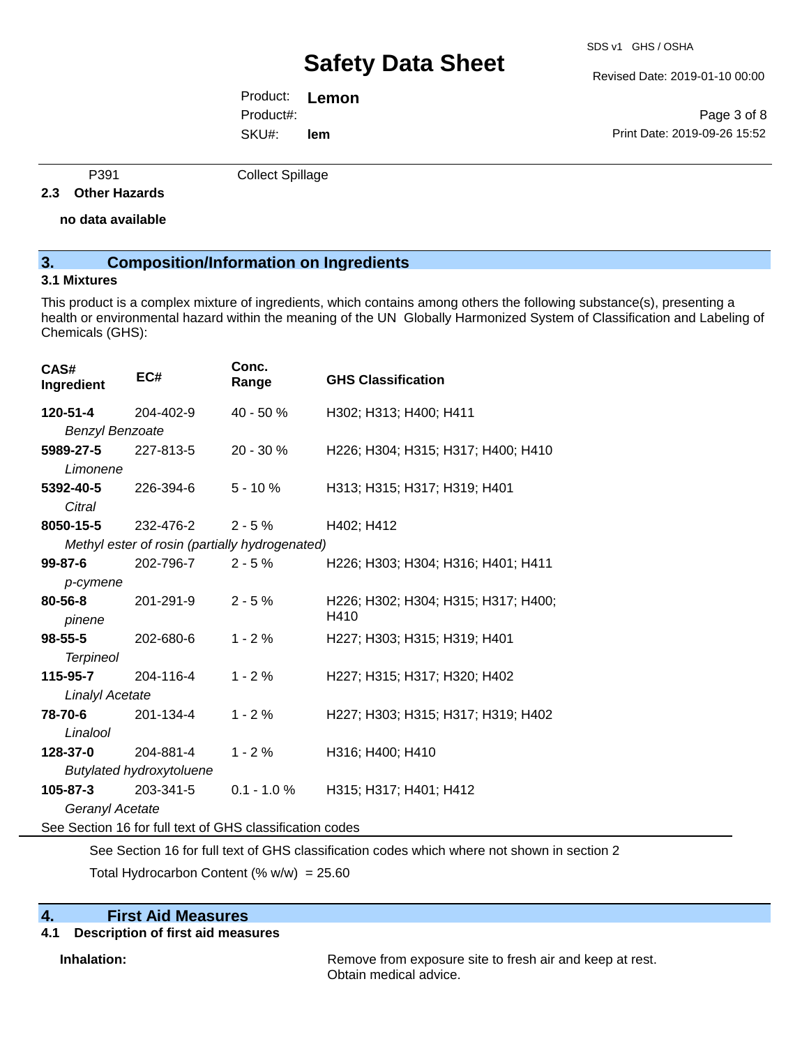P391 Collect Spillage

**2.3 Other Hazards**

**no data available**

## 3. Composition/Information on Ingredients

### 3.1 Mixtures

This product is a complex mixture of ingredients, which contains among others the following substance(s), presenting a health or environmental hazard within the meaning of the UN Globally Harmonized System of Classification and Labeling of Chemicals (GHS):

| CAS# Ingredient | EC# | Conc. Range | GHS Classification |
|---|---|---|---|
| **120-51-4** *Benzyl Benzoate* | 204-402-9 | 40 - 50 % | H302; H313; H400; H411 |
| **5989-27-5** *Limonene* | 227-813-5 | 20 - 30 % | H226; H304; H315; H317; H400; H410 |
| **5392-40-5** *Citral* | 226-394-6 | 5 - 10 % | H313; H315; H317; H319; H401 |
| **8050-15-5** *Methyl ester of rosin (partially hydrogenated)* | 232-476-2 | 2 - 5 % | H402; H412 |
| **99-87-6** *p-cymene* | 202-796-7 | 2 - 5 % | H226; H303; H304; H316; H401; H411 |
| **80-56-8** *pinene* | 201-291-9 | 2 - 5 % | H226; H302; H304; H315; H317; H400; H410 |
| **98-55-5** *Terpineol* | 202-680-6 | 1 - 2 % | H227; H303; H315; H319; H401 |
| **115-95-7** *Linalyl Acetate* | 204-116-4 | 1 - 2 % | H227; H315; H317; H320; H402 |
| **78-70-6** *Linalool* | 201-134-4 | 1 - 2 % | H227; H303; H315; H317; H319; H402 |
| **128-37-0** *Butylated hydroxytoluene* | 204-881-4 | 1 - 2 % | H316; H400; H410 |
| **105-87-3** *Geranyl Acetate* | 203-341-5 | 0.1 - 1.0 % | H315; H317; H401; H412 |

See Section 16 for full text of GHS classification codes

See Section 16 for full text of GHS classification codes which where not shown in section 2

Total Hydrocarbon Content (% w/w) = 25.60

## 4. First Aid Measures

**4.1 Description of first aid measures**

**Inhalation:** Remove from exposure site to fresh air and keep at rest. Obtain medical advice.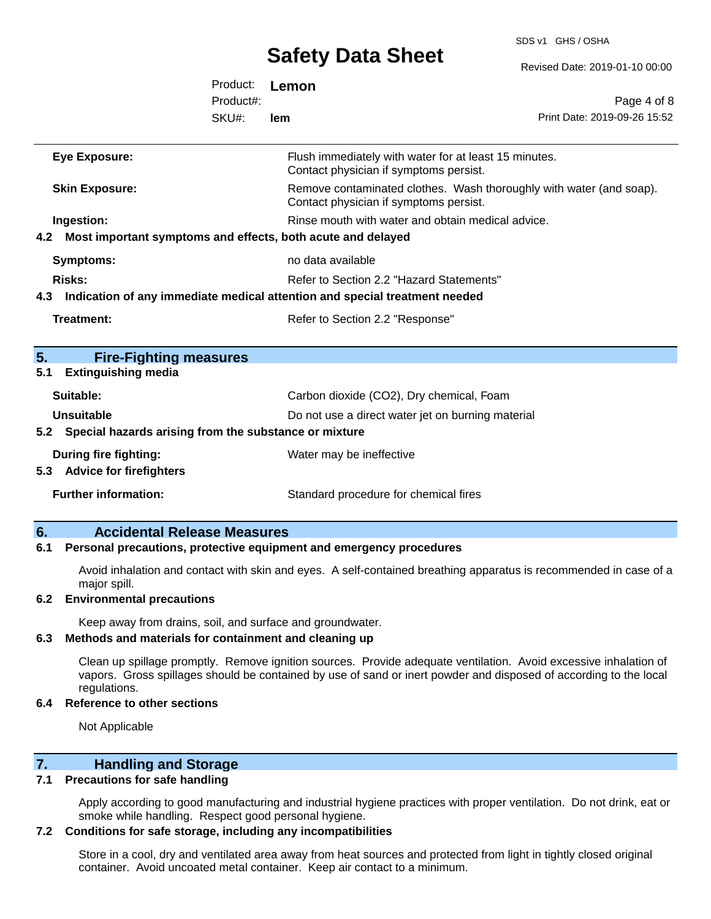| | |
|---|---|
| **Eye Exposure:** | Flush immediately with water for at least 15 minutes. Contact physician if symptoms persist. |
| **Skin Exposure:** | Remove contaminated clothes. Wash thoroughly with water (and soap). Contact physician if symptoms persist. |
| **Ingestion:** | Rinse mouth with water and obtain medical advice. |

**4.2 Most important symptoms and effects, both acute and delayed**

| | |
|---|---|
| **Symptoms:** | no data available |
| **Risks:** | Refer to Section 2.2 "Hazard Statements" |

**4.3 Indication of any immediate medical attention and special treatment needed**

| | |
|---|---|
| **Treatment:** | Refer to Section 2.2 "Response" |

## 5. Fire-Fighting measures

**5.1 Extinguishing media**

| | |
|---|---|
| **Suitable:** | Carbon dioxide ($CO_2$), Dry chemical, Foam |
| **Unsuitable** | Do not use a direct water jet on burning material |

**5.2 Special hazards arising from the substance or mixture**

| | |
|---|---|
| **During fire fighting:** | Water may be ineffective |

**5.3 Advice for firefighters**

| | |
|---|---|
| **Further information:** | Standard procedure for chemical fires |

## 6. Accidental Release Measures

**6.1 Personal precautions, protective equipment and emergency procedures**

Avoid inhalation and contact with skin and eyes. A self-contained breathing apparatus is recommended in case of a major spill.

**6.2 Environmental precautions**

Keep away from drains, soil, and surface and groundwater.

**6.3 Methods and materials for containment and cleaning up**

Clean up spillage promptly. Remove ignition sources. Provide adequate ventilation. Avoid excessive inhalation of vapors. Gross spillages should be contained by use of sand or inert powder and disposed of according to the local regulations.

**6.4 Reference to other sections**

Not Applicable

## 7. Handling and Storage

**7.1 Precautions for safe handling**

Apply according to good manufacturing and industrial hygiene practices with proper ventilation. Do not drink, eat or smoke while handling. Respect good personal hygiene.

**7.2 Conditions for safe storage, including any incompatibilities**

Store in a cool, dry and ventilated area away from heat sources and protected from light in tightly closed original container. Avoid uncoated metal container. Keep air contact to a minimum.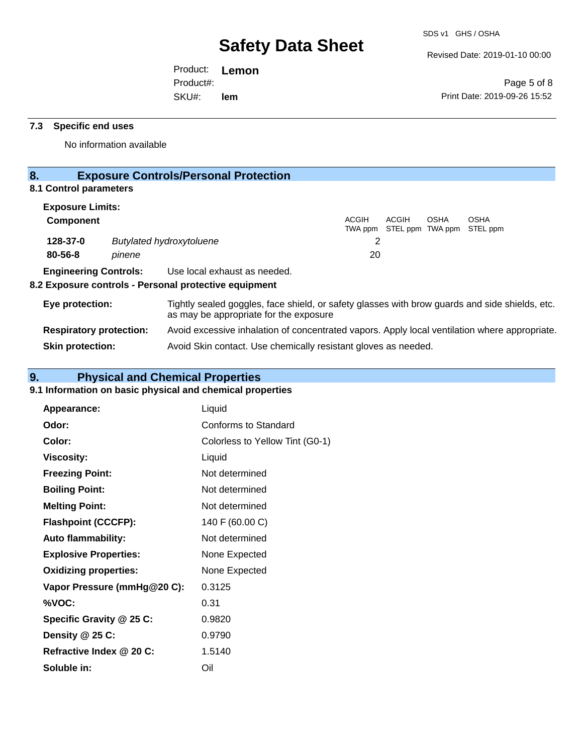### 7.3 Specific end uses

No information available

## 8. Exposure Controls/Personal Protection

### 8.1 Control parameters

**Exposure Limits:**

| Component | | ACGIH TWA ppm | ACGIH STEL ppm | OSHA TWA ppm | OSHA STEL ppm |
|---|---|---|---|---|---|
| **128-37-0** | *Butylated hydroxytoluene* | 2 | | | |
| **80-56-8** | *pinene* | 20 | | | |

**Engineering Controls:** Use local exhaust as needed.

### 8.2 Exposure controls - Personal protective equipment

**Eye protection:** Tightly sealed goggles, face shield, or safety glasses with brow guards and side shields, etc. as may be appropriate for the exposure

**Respiratory protection:** Avoid excessive inhalation of concentrated vapors. Apply local ventilation where appropriate.

**Skin protection:** Avoid Skin contact. Use chemically resistant gloves as needed.

## 9. Physical and Chemical Properties

### 9.1 Information on basic physical and chemical properties

| | |
|---|---|
| **Appearance:** | Liquid |
| **Odor:** | Conforms to Standard |
| **Color:** | Colorless to Yellow Tint (G0-1) |
| **Viscosity:** | Liquid |
| **Freezing Point:** | Not determined |
| **Boiling Point:** | Not determined |
| **Melting Point:** | Not determined |
| **Flashpoint (CCCFP):** | 140 F (60.00 C) |
| **Auto flammability:** | Not determined |
| **Explosive Properties:** | None Expected |
| **Oxidizing properties:** | None Expected |
| **Vapor Pressure (mmHg@20 C):** | 0.3125 |
| **%VOC:** | 0.31 |
| **Specific Gravity @ 25 C:** | 0.9820 |
| **Density @ 25 C:** | 0.9790 |
| **Refractive Index @ 20 C:** | 1.5140 |
| **Soluble in:** | Oil |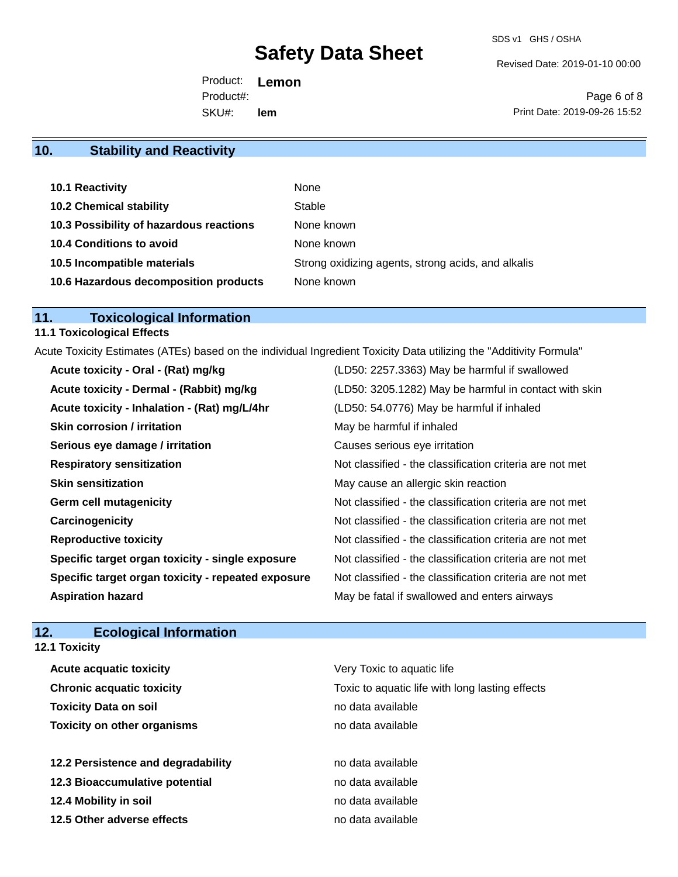## 10. Stability and Reactivity

| | |
|---|---|
| **10.1 Reactivity** | None |
| **10.2 Chemical stability** | Stable |
| **10.3 Possibility of hazardous reactions** | None known |
| **10.4 Conditions to avoid** | None known |
| **10.5 Incompatible materials** | Strong oxidizing agents, strong acids, and alkalis |
| **10.6 Hazardous decomposition products** | None known |

## 11. Toxicological Information

### 11.1 Toxicological Effects

Acute Toxicity Estimates (ATEs) based on the individual Ingredient Toxicity Data utilizing the "Additivity Formula"

| | |
|---|---|
| **Acute toxicity - Oral - (Rat) mg/kg** | (LD50: 2257.3363) May be harmful if swallowed |
| **Acute toxicity - Dermal - (Rabbit) mg/kg** | (LD50: 3205.1282) May be harmful in contact with skin |
| **Acute toxicity - Inhalation - (Rat) mg/L/4hr** | (LD50: 54.0776) May be harmful if inhaled |
| **Skin corrosion / irritation** | May be harmful if inhaled |
| **Serious eye damage / irritation** | Causes serious eye irritation |
| **Respiratory sensitization** | Not classified - the classification criteria are not met |
| **Skin sensitization** | May cause an allergic skin reaction |
| **Germ cell mutagenicity** | Not classified - the classification criteria are not met |
| **Carcinogenicity** | Not classified - the classification criteria are not met |
| **Reproductive toxicity** | Not classified - the classification criteria are not met |
| **Specific target organ toxicity - single exposure** | Not classified - the classification criteria are not met |
| **Specific target organ toxicity - repeated exposure** | Not classified - the classification criteria are not met |
| **Aspiration hazard** | May be fatal if swallowed and enters airways |

## 12. Ecological Information

### 12.1 Toxicity

| | |
|---|---|
| **Acute acquatic toxicity** | Very Toxic to aquatic life |
| **Chronic acquatic toxicity** | Toxic to aquatic life with long lasting effects |
| **Toxicity Data on soil** | no data available |
| **Toxicity on other organisms** | no data available |

| | |
|---|---|
| **12.2 Persistence and degradability** | no data available |
| **12.3 Bioaccumulative potential** | no data available |
| **12.4 Mobility in soil** | no data available |
| **12.5 Other adverse effects** | no data available |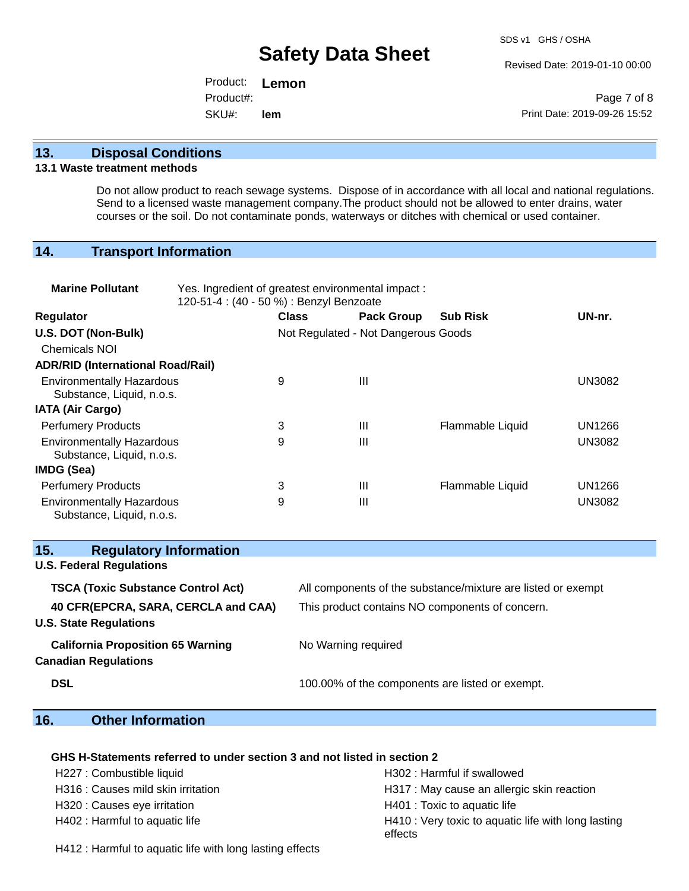## 13. Disposal Conditions

### 13.1 Waste treatment methods

Do not allow product to reach sewage systems. Dispose of in accordance with all local and national regulations. Send to a licensed waste management company.The product should not be allowed to enter drains, water courses or the soil. Do not contaminate ponds, waterways or ditches with chemical or used container.

## 14. Transport Information

**Marine Pollutant** Yes. Ingredient of greatest environmental impact : 120-51-4 : (40 - 50 %) : Benzyl Benzoate

| Regulator | Class | Pack Group | Sub Risk | UN-nr. |
|---|---|---|---|---|
| **U.S. DOT (Non-Bulk)** | Not Regulated - Not Dangerous Goods | | | |
| Chemicals NOI | | | | |
| **ADR/RID (International Road/Rail)** | | | | |
| Environmentally Hazardous Substance, Liquid, n.o.s. | 9 | III | | UN3082 |
| **IATA (Air Cargo)** | | | | |
| Perfumery Products | 3 | III | Flammable Liquid | UN1266 |
| Environmentally Hazardous Substance, Liquid, n.o.s. | 9 | III | | UN3082 |
| **IMDG (Sea)** | | | | |
| Perfumery Products | 3 | III | Flammable Liquid | UN1266 |
| Environmentally Hazardous Substance, Liquid, n.o.s. | 9 | III | | UN3082 |

## 15. Regulatory Information

**U.S. Federal Regulations**

| | |
|---|---|
| **TSCA (Toxic Substance Control Act)** | All components of the substance/mixture are listed or exempt |
| **40 CFR(EPCRA, SARA, CERCLA and CAA)** | This product contains NO components of concern. |

**U.S. State Regulations**

| | |
|---|---|
| **California Proposition 65 Warning** | No Warning required |

**Canadian Regulations**

| | |
|---|---|
| **DSL** | 100.00% of the components are listed or exempt. |

## 16. Other Information

**GHS H-Statements referred to under section 3 and not listed in section 2**

H227 : Combustible liquid
H302 : Harmful if swallowed
H316 : Causes mild skin irritation
H317 : May cause an allergic skin reaction
H320 : Causes eye irritation
H401 : Toxic to aquatic life
H402 : Harmful to aquatic life
H410 : Very toxic to aquatic life with long lasting effects
H412 : Harmful to aquatic life with long lasting effects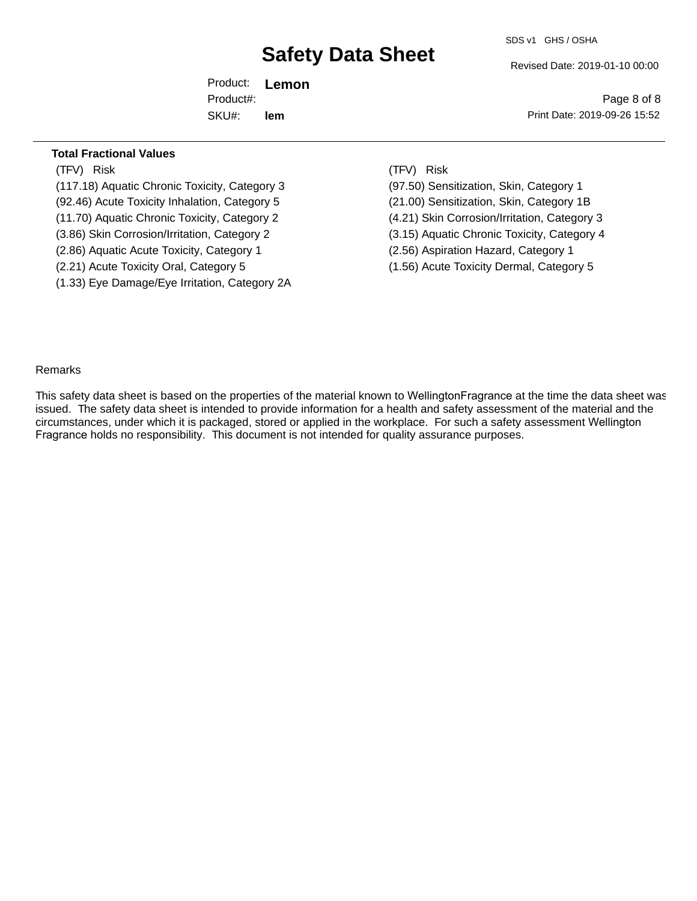### Total Fractional Values

(TFV) Risk

(117.18) Aquatic Chronic Toxicity, Category 3

(92.46) Acute Toxicity Inhalation, Category 5

(11.70) Aquatic Chronic Toxicity, Category 2

(3.86) Skin Corrosion/Irritation, Category 2

(2.86) Aquatic Acute Toxicity, Category 1

(2.21) Acute Toxicity Oral, Category 5

(1.33) Eye Damage/Eye Irritation, Category 2A

(TFV) Risk

(97.50) Sensitization, Skin, Category 1

(21.00) Sensitization, Skin, Category 1B

(4.21) Skin Corrosion/Irritation, Category 3

(3.15) Aquatic Chronic Toxicity, Category 4

(2.56) Aspiration Hazard, Category 1

(1.56) Acute Toxicity Dermal, Category 5

Remarks

This safety data sheet is based on the properties of the material known to WellingtonFragrance at the time the data sheet was issued. The safety data sheet is intended to provide information for a health and safety assessment of the material and the circumstances, under which it is packaged, stored or applied in the workplace. For such a safety assessment Wellington Fragrance holds no responsibility. This document is not intended for quality assurance purposes.